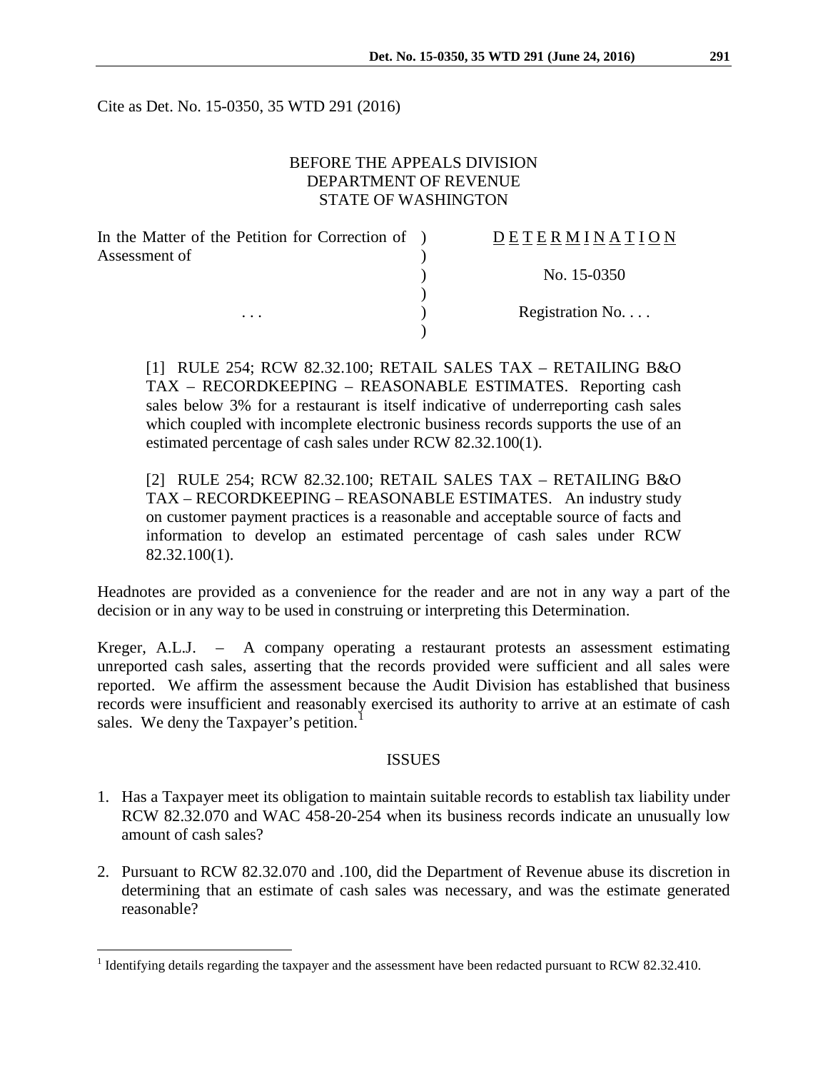Cite as Det. No. 15-0350, 35 WTD 291 (2016)

BEFORE THE APPEALS DIVISION
DEPARTMENT OF REVENUE
STATE OF WASHINGTON

| In the Matter of the Petition for Correction of Assessment of | ) | D E T E R M I N A T I O N |
|---|---|---|
| | ) | No. 15-0350 |
| . . . | ) | Registration No. . . . |

[1] RULE 254; RCW 82.32.100; RETAIL SALES TAX – RETAILING B&O TAX – RECORDKEEPING – REASONABLE ESTIMATES. Reporting cash sales below 3% for a restaurant is itself indicative of underreporting cash sales which coupled with incomplete electronic business records supports the use of an estimated percentage of cash sales under RCW 82.32.100(1).

[2] RULE 254; RCW 82.32.100; RETAIL SALES TAX – RETAILING B&O TAX – RECORDKEEPING – REASONABLE ESTIMATES. An industry study on customer payment practices is a reasonable and acceptable source of facts and information to develop an estimated percentage of cash sales under RCW 82.32.100(1).

Headnotes are provided as a convenience for the reader and are not in any way a part of the decision or in any way to be used in construing or interpreting this Determination.

Kreger, A.L.J. – A company operating a restaurant protests an assessment estimating unreported cash sales, asserting that the records provided were sufficient and all sales were reported. We affirm the assessment because the Audit Division has established that business records were insufficient and reasonably exercised its authority to arrive at an estimate of cash sales. We deny the Taxpayer's petition.[1]

## ISSUES

1. Has a Taxpayer meet its obligation to maintain suitable records to establish tax liability under RCW 82.32.070 and WAC 458-20-254 when its business records indicate an unusually low amount of cash sales?

2. Pursuant to RCW 82.32.070 and .100, did the Department of Revenue abuse its discretion in determining that an estimate of cash sales was necessary, and was the estimate generated reasonable?

[1] Identifying details regarding the taxpayer and the assessment have been redacted pursuant to RCW 82.32.410.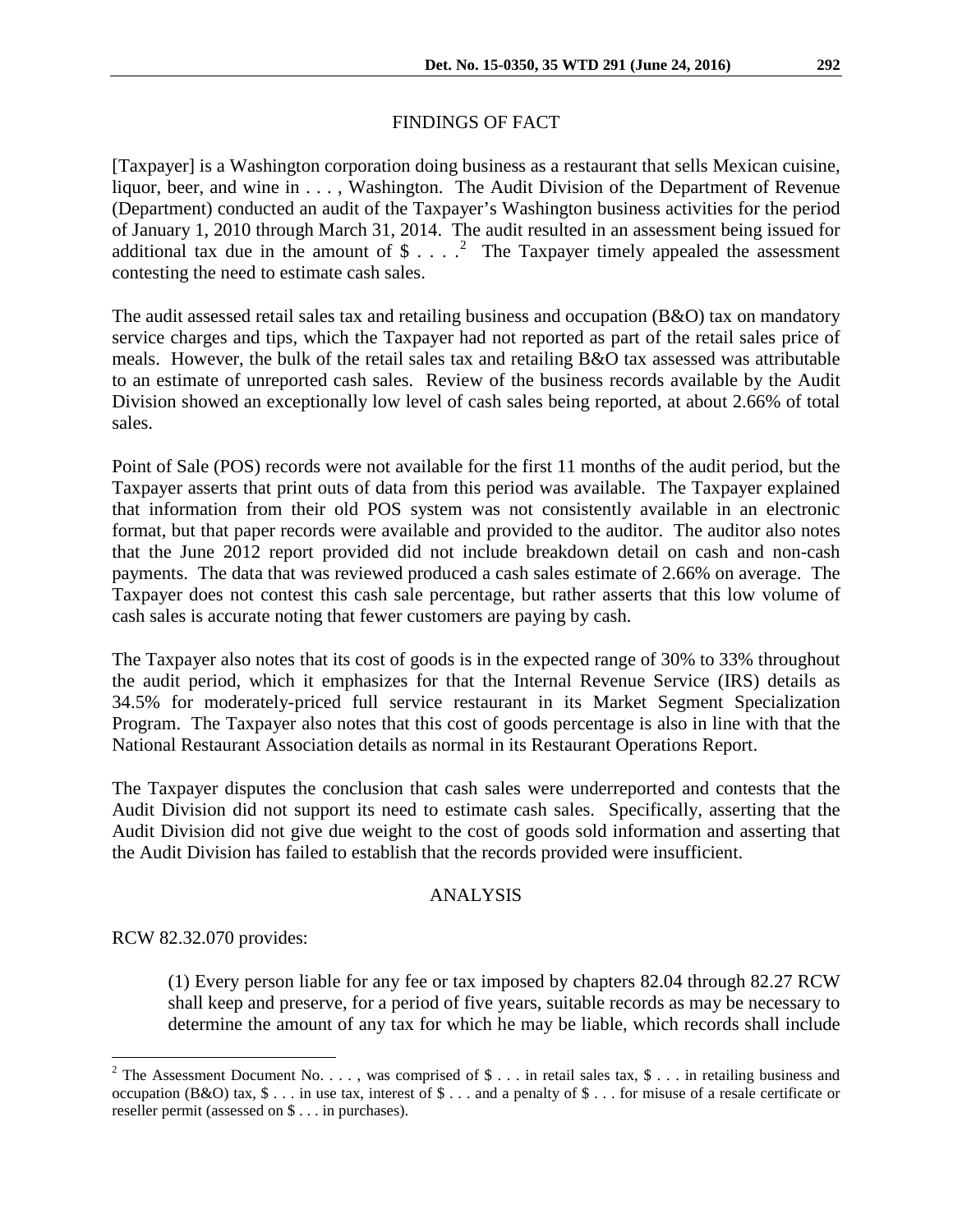## FINDINGS OF FACT

[Taxpayer] is a Washington corporation doing business as a restaurant that sells Mexican cuisine, liquor, beer, and wine in . . . , Washington. The Audit Division of the Department of Revenue (Department) conducted an audit of the Taxpayer's Washington business activities for the period of January 1, 2010 through March 31, 2014. The audit resulted in an assessment being issued for additional tax due in the amount of $ . . . .[2] The Taxpayer timely appealed the assessment contesting the need to estimate cash sales.

The audit assessed retail sales tax and retailing business and occupation (B&O) tax on mandatory service charges and tips, which the Taxpayer had not reported as part of the retail sales price of meals. However, the bulk of the retail sales tax and retailing B&O tax assessed was attributable to an estimate of unreported cash sales. Review of the business records available by the Audit Division showed an exceptionally low level of cash sales being reported, at about 2.66% of total sales.

Point of Sale (POS) records were not available for the first 11 months of the audit period, but the Taxpayer asserts that print outs of data from this period was available. The Taxpayer explained that information from their old POS system was not consistently available in an electronic format, but that paper records were available and provided to the auditor. The auditor also notes that the June 2012 report provided did not include breakdown detail on cash and non-cash payments. The data that was reviewed produced a cash sales estimate of 2.66% on average. The Taxpayer does not contest this cash sale percentage, but rather asserts that this low volume of cash sales is accurate noting that fewer customers are paying by cash.

The Taxpayer also notes that its cost of goods is in the expected range of 30% to 33% throughout the audit period, which it emphasizes for that the Internal Revenue Service (IRS) details as 34.5% for moderately-priced full service restaurant in its Market Segment Specialization Program. The Taxpayer also notes that this cost of goods percentage is also in line with that the National Restaurant Association details as normal in its Restaurant Operations Report.

The Taxpayer disputes the conclusion that cash sales were underreported and contests that the Audit Division did not support its need to estimate cash sales. Specifically, asserting that the Audit Division did not give due weight to the cost of goods sold information and asserting that the Audit Division has failed to establish that the records provided were insufficient.

## ANALYSIS

RCW 82.32.070 provides:

> (1) Every person liable for any fee or tax imposed by chapters 82.04 through 82.27 RCW shall keep and preserve, for a period of five years, suitable records as may be necessary to determine the amount of any tax for which he may be liable, which records shall include

---

[2] The Assessment Document No. . . . , was comprised of $ . . . in retail sales tax, $ . . . in retailing business and occupation (B&O) tax, $ . . . in use tax, interest of $ . . . and a penalty of $ . . . for misuse of a resale certificate or reseller permit (assessed on $ . . . in purchases).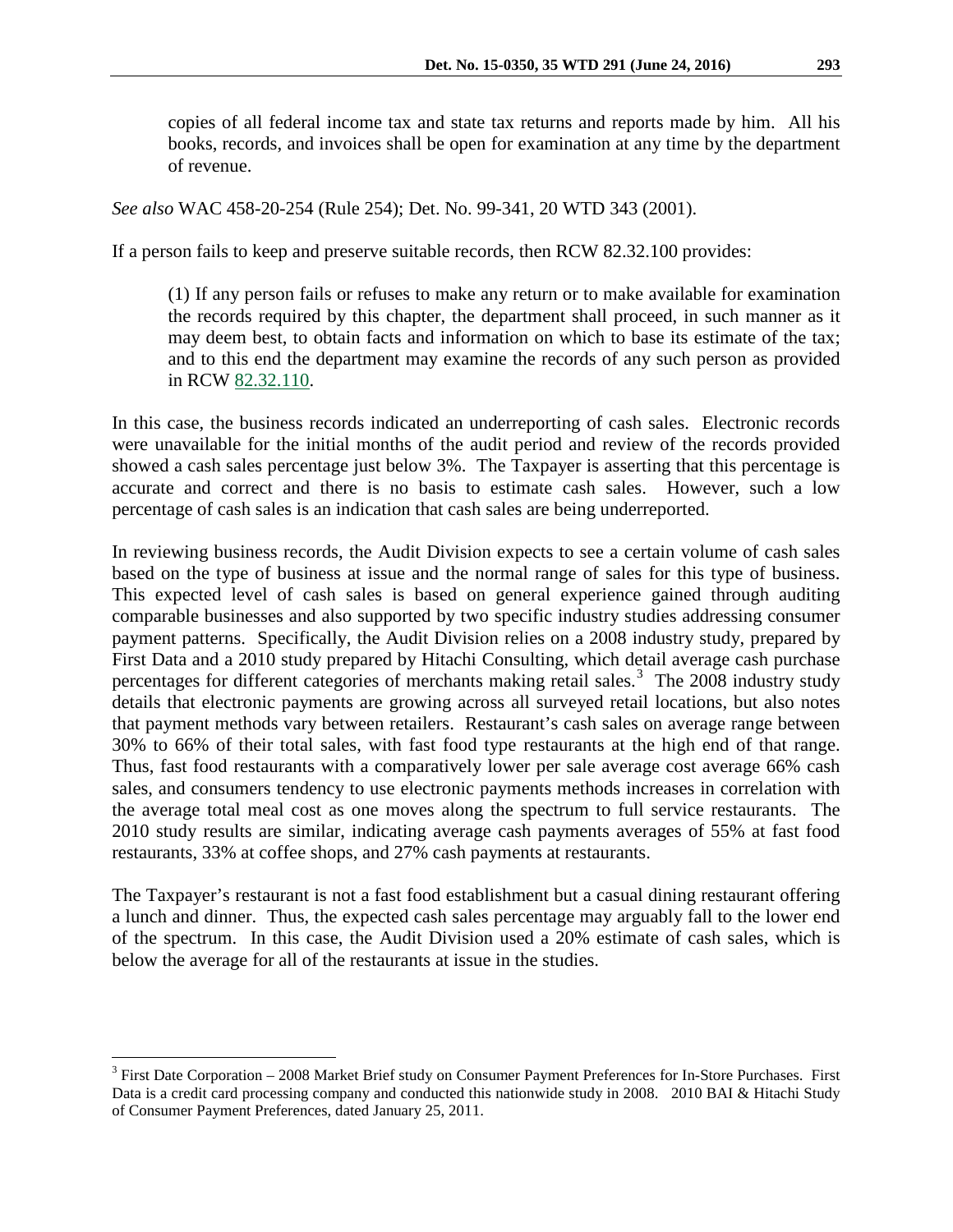> copies of all federal income tax and state tax returns and reports made by him. All his books, records, and invoices shall be open for examination at any time by the department of revenue.

*See also* WAC 458-20-254 (Rule 254); Det. No. 99-341, 20 WTD 343 (2001).

If a person fails to keep and preserve suitable records, then RCW 82.32.100 provides:

> (1) If any person fails or refuses to make any return or to make available for examination the records required by this chapter, the department shall proceed, in such manner as it may deem best, to obtain facts and information on which to base its estimate of the tax; and to this end the department may examine the records of any such person as provided in RCW 82.32.110.

In this case, the business records indicated an underreporting of cash sales. Electronic records were unavailable for the initial months of the audit period and review of the records provided showed a cash sales percentage just below 3%. The Taxpayer is asserting that this percentage is accurate and correct and there is no basis to estimate cash sales. However, such a low percentage of cash sales is an indication that cash sales are being underreported.

In reviewing business records, the Audit Division expects to see a certain volume of cash sales based on the type of business at issue and the normal range of sales for this type of business. This expected level of cash sales is based on general experience gained through auditing comparable businesses and also supported by two specific industry studies addressing consumer payment patterns. Specifically, the Audit Division relies on a 2008 industry study, prepared by First Data and a 2010 study prepared by Hitachi Consulting, which detail average cash purchase percentages for different categories of merchants making retail sales.[3] The 2008 industry study details that electronic payments are growing across all surveyed retail locations, but also notes that payment methods vary between retailers. Restaurant's cash sales on average range between 30% to 66% of their total sales, with fast food type restaurants at the high end of that range. Thus, fast food restaurants with a comparatively lower per sale average cost average 66% cash sales, and consumers tendency to use electronic payments methods increases in correlation with the average total meal cost as one moves along the spectrum to full service restaurants. The 2010 study results are similar, indicating average cash payments averages of 55% at fast food restaurants, 33% at coffee shops, and 27% cash payments at restaurants.

The Taxpayer's restaurant is not a fast food establishment but a casual dining restaurant offering a lunch and dinner. Thus, the expected cash sales percentage may arguably fall to the lower end of the spectrum. In this case, the Audit Division used a 20% estimate of cash sales, which is below the average for all of the restaurants at issue in the studies.

---

[3] First Date Corporation – 2008 Market Brief study on Consumer Payment Preferences for In-Store Purchases. First Data is a credit card processing company and conducted this nationwide study in 2008. 2010 BAI & Hitachi Study of Consumer Payment Preferences, dated January 25, 2011.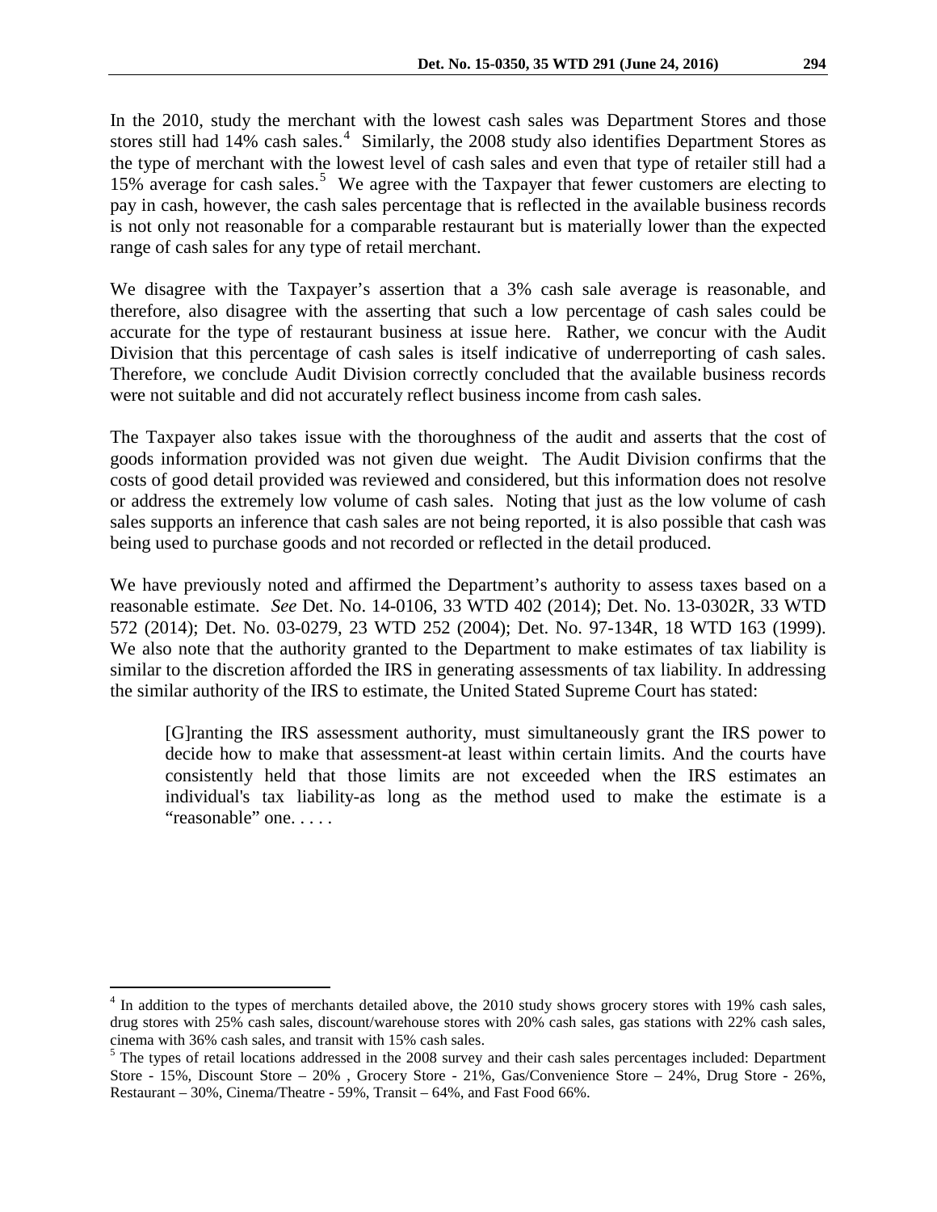In the 2010, study the merchant with the lowest cash sales was Department Stores and those stores still had 14% cash sales.[4] Similarly, the 2008 study also identifies Department Stores as the type of merchant with the lowest level of cash sales and even that type of retailer still had a 15% average for cash sales.[5] We agree with the Taxpayer that fewer customers are electing to pay in cash, however, the cash sales percentage that is reflected in the available business records is not only not reasonable for a comparable restaurant but is materially lower than the expected range of cash sales for any type of retail merchant.

We disagree with the Taxpayer's assertion that a 3% cash sale average is reasonable, and therefore, also disagree with the asserting that such a low percentage of cash sales could be accurate for the type of restaurant business at issue here. Rather, we concur with the Audit Division that this percentage of cash sales is itself indicative of underreporting of cash sales. Therefore, we conclude Audit Division correctly concluded that the available business records were not suitable and did not accurately reflect business income from cash sales.

The Taxpayer also takes issue with the thoroughness of the audit and asserts that the cost of goods information provided was not given due weight. The Audit Division confirms that the costs of good detail provided was reviewed and considered, but this information does not resolve or address the extremely low volume of cash sales. Noting that just as the low volume of cash sales supports an inference that cash sales are not being reported, it is also possible that cash was being used to purchase goods and not recorded or reflected in the detail produced.

We have previously noted and affirmed the Department's authority to assess taxes based on a reasonable estimate. *See* Det. No. 14-0106, 33 WTD 402 (2014); Det. No. 13-0302R, 33 WTD 572 (2014); Det. No. 03-0279, 23 WTD 252 (2004); Det. No. 97-134R, 18 WTD 163 (1999). We also note that the authority granted to the Department to make estimates of tax liability is similar to the discretion afforded the IRS in generating assessments of tax liability. In addressing the similar authority of the IRS to estimate, the United Stated Supreme Court has stated:

> [G]ranting the IRS assessment authority, must simultaneously grant the IRS power to decide how to make that assessment-at least within certain limits. And the courts have consistently held that those limits are not exceeded when the IRS estimates an individual's tax liability-as long as the method used to make the estimate is a "reasonable" one. . . . .

---

[4] In addition to the types of merchants detailed above, the 2010 study shows grocery stores with 19% cash sales, drug stores with 25% cash sales, discount/warehouse stores with 20% cash sales, gas stations with 22% cash sales, cinema with 36% cash sales, and transit with 15% cash sales.

[5] The types of retail locations addressed in the 2008 survey and their cash sales percentages included: Department Store - 15%, Discount Store – 20% , Grocery Store - 21%, Gas/Convenience Store – 24%, Drug Store - 26%, Restaurant – 30%, Cinema/Theatre - 59%, Transit – 64%, and Fast Food 66%.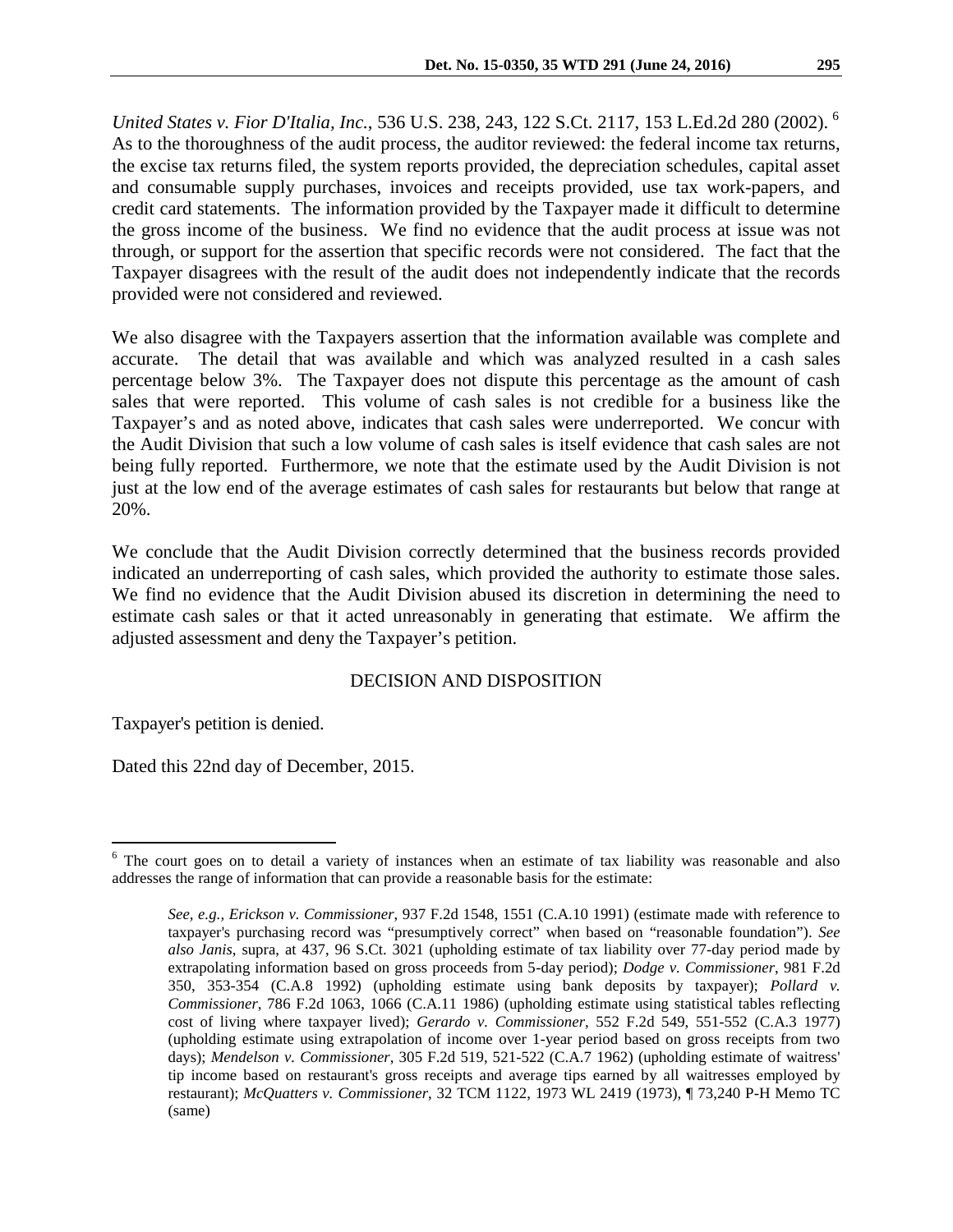*United States v. Fior D'Italia, Inc.*, 536 U.S. 238, 243, 122 S.Ct. 2117, 153 L.Ed.2d 280 (2002). [6] As to the thoroughness of the audit process, the auditor reviewed: the federal income tax returns, the excise tax returns filed, the system reports provided, the depreciation schedules, capital asset and consumable supply purchases, invoices and receipts provided, use tax work-papers, and credit card statements. The information provided by the Taxpayer made it difficult to determine the gross income of the business. We find no evidence that the audit process at issue was not through, or support for the assertion that specific records were not considered. The fact that the Taxpayer disagrees with the result of the audit does not independently indicate that the records provided were not considered and reviewed.

We also disagree with the Taxpayers assertion that the information available was complete and accurate. The detail that was available and which was analyzed resulted in a cash sales percentage below 3%. The Taxpayer does not dispute this percentage as the amount of cash sales that were reported. This volume of cash sales is not credible for a business like the Taxpayer's and as noted above, indicates that cash sales were underreported. We concur with the Audit Division that such a low volume of cash sales is itself evidence that cash sales are not being fully reported. Furthermore, we note that the estimate used by the Audit Division is not just at the low end of the average estimates of cash sales for restaurants but below that range at 20%.

We conclude that the Audit Division correctly determined that the business records provided indicated an underreporting of cash sales, which provided the authority to estimate those sales. We find no evidence that the Audit Division abused its discretion in determining the need to estimate cash sales or that it acted unreasonably in generating that estimate. We affirm the adjusted assessment and deny the Taxpayer's petition.

## DECISION AND DISPOSITION

Taxpayer's petition is denied.

Dated this 22nd day of December, 2015.

---

[6] The court goes on to detail a variety of instances when an estimate of tax liability was reasonable and also addresses the range of information that can provide a reasonable basis for the estimate:

> *See, e.g., Erickson v. Commissioner*, 937 F.2d 1548, 1551 (C.A.10 1991) (estimate made with reference to taxpayer's purchasing record was "presumptively correct" when based on "reasonable foundation"). *See also Janis*, supra, at 437, 96 S.Ct. 3021 (upholding estimate of tax liability over 77-day period made by extrapolating information based on gross proceeds from 5-day period); *Dodge v. Commissioner*, 981 F.2d 350, 353-354 (C.A.8 1992) (upholding estimate using bank deposits by taxpayer); *Pollard v. Commissioner*, 786 F.2d 1063, 1066 (C.A.11 1986) (upholding estimate using statistical tables reflecting cost of living where taxpayer lived); *Gerardo v. Commissioner*, 552 F.2d 549, 551-552 (C.A.3 1977) (upholding estimate using extrapolation of income over 1-year period based on gross receipts from two days); *Mendelson v. Commissioner*, 305 F.2d 519, 521-522 (C.A.7 1962) (upholding estimate of waitress' tip income based on restaurant's gross receipts and average tips earned by all waitresses employed by restaurant); *McQuatters v. Commissioner*, 32 TCM 1122, 1973 WL 2419 (1973), ¶ 73,240 P-H Memo TC (same)